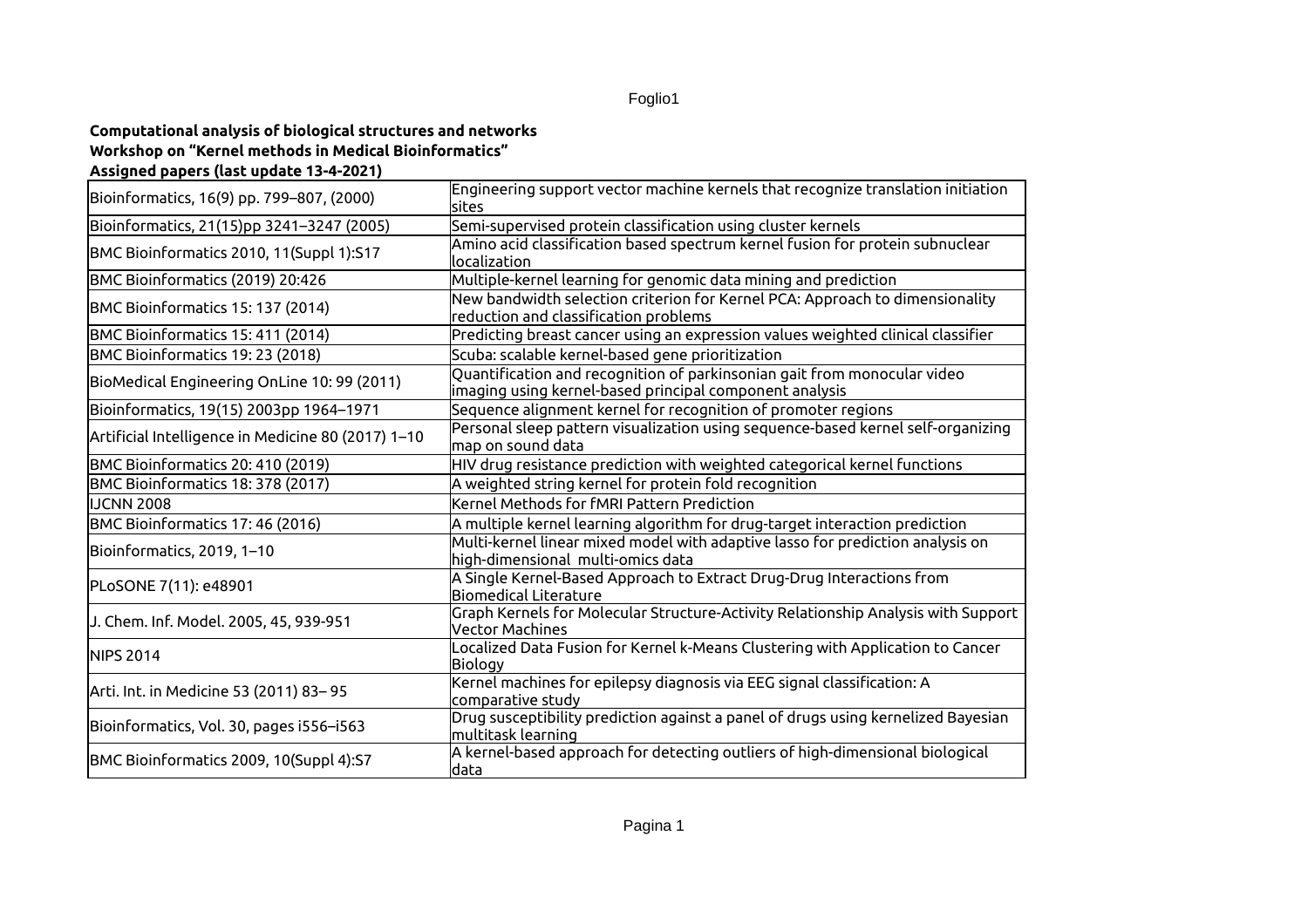**Computational analysis of biological structures and networks**
**Workshop on "Kernel methods in Medical Bioinformatics"**
**Assigned papers (last update 13-4-2021)**

| | |
|---|---|
| Bioinformatics, 16(9) pp. 799–807, (2000) | Engineering support vector machine kernels that recognize translation initiation sites |
| Bioinformatics, 21(15)pp 3241–3247 (2005) | Semi-supervised protein classification using cluster kernels |
| BMC Bioinformatics 2010, 11(Suppl 1):S17 | Amino acid classification based spectrum kernel fusion for protein subnuclear localization |
| BMC Bioinformatics (2019) 20:426 | Multiple-kernel learning for genomic data mining and prediction |
| BMC Bioinformatics 15: 137 (2014) | New bandwidth selection criterion for Kernel PCA: Approach to dimensionality reduction and classification problems |
| BMC Bioinformatics 15: 411 (2014) | Predicting breast cancer using an expression values weighted clinical classifier |
| BMC Bioinformatics 19: 23 (2018) | Scuba: scalable kernel-based gene prioritization |
| BioMedical Engineering OnLine 10: 99 (2011) | Quantification and recognition of parkinsonian gait from monocular video imaging using kernel-based principal component analysis |
| Bioinformatics, 19(15) 2003pp 1964–1971 | Sequence alignment kernel for recognition of promoter regions |
| Artificial Intelligence in Medicine 80 (2017) 1–10 | Personal sleep pattern visualization using sequence-based kernel self-organizing map on sound data |
| BMC Bioinformatics 20: 410 (2019) | HIV drug resistance prediction with weighted categorical kernel functions |
| BMC Bioinformatics 18: 378 (2017) | A weighted string kernel for protein fold recognition |
| IJCNN 2008 | Kernel Methods for fMRI Pattern Prediction |
| BMC Bioinformatics 17: 46 (2016) | A multiple kernel learning algorithm for drug-target interaction prediction |
| Bioinformatics, 2019, 1–10 | Multi-kernel linear mixed model with adaptive lasso for prediction analysis on high-dimensional multi-omics data |
| PLoSONE 7(11): e48901 | A Single Kernel-Based Approach to Extract Drug-Drug Interactions from Biomedical Literature |
| J. Chem. Inf. Model. 2005, 45, 939-951 | Graph Kernels for Molecular Structure-Activity Relationship Analysis with Support Vector Machines |
| NIPS 2014 | Localized Data Fusion for Kernel k-Means Clustering with Application to Cancer Biology |
| Arti. Int. in Medicine 53 (2011) 83– 95 | Kernel machines for epilepsy diagnosis via EEG signal classification: A comparative study |
| Bioinformatics, Vol. 30, pages i556–i563 | Drug susceptibility prediction against a panel of drugs using kernelized Bayesian multitask learning |
| BMC Bioinformatics 2009, 10(Suppl 4):S7 | A kernel-based approach for detecting outliers of high-dimensional biological data |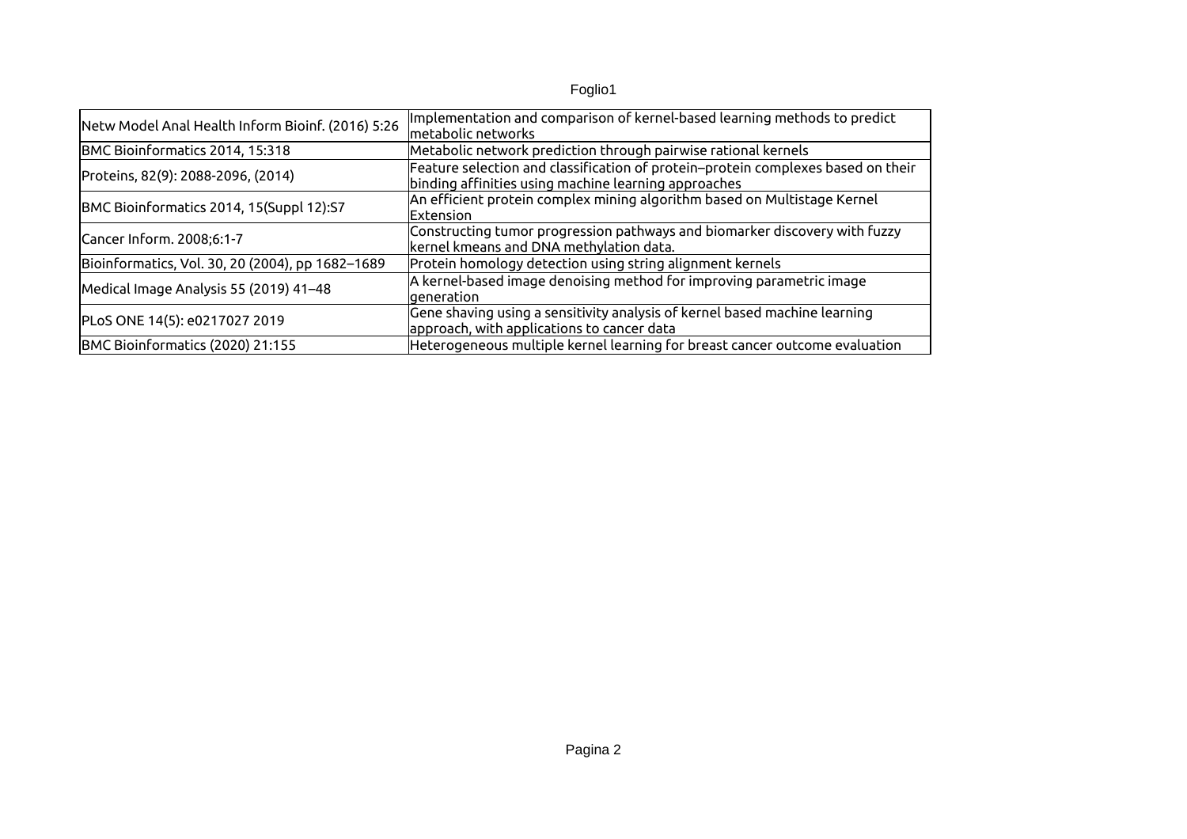| | |
|---|---|
| Netw Model Anal Health Inform Bioinf. (2016) 5:26 | Implementation and comparison of kernel-based learning methods to predict metabolic networks |
| BMC Bioinformatics 2014, 15:318 | Metabolic network prediction through pairwise rational kernels |
| Proteins, 82(9): 2088-2096, (2014) | Feature selection and classification of protein–protein complexes based on their binding affinities using machine learning approaches |
| BMC Bioinformatics 2014, 15(Suppl 12):S7 | An efficient protein complex mining algorithm based on Multistage Kernel Extension |
| Cancer Inform. 2008;6:1-7 | Constructing tumor progression pathways and biomarker discovery with fuzzy kernel kmeans and DNA methylation data. |
| Bioinformatics, Vol. 30, 20 (2004), pp 1682–1689 | Protein homology detection using string alignment kernels |
| Medical Image Analysis 55 (2019) 41–48 | A kernel-based image denoising method for improving parametric image generation |
| PLoS ONE 14(5): e0217027 2019 | Gene shaving using a sensitivity analysis of kernel based machine learning approach, with applications to cancer data |
| BMC Bioinformatics (2020) 21:155 | Heterogeneous multiple kernel learning for breast cancer outcome evaluation |